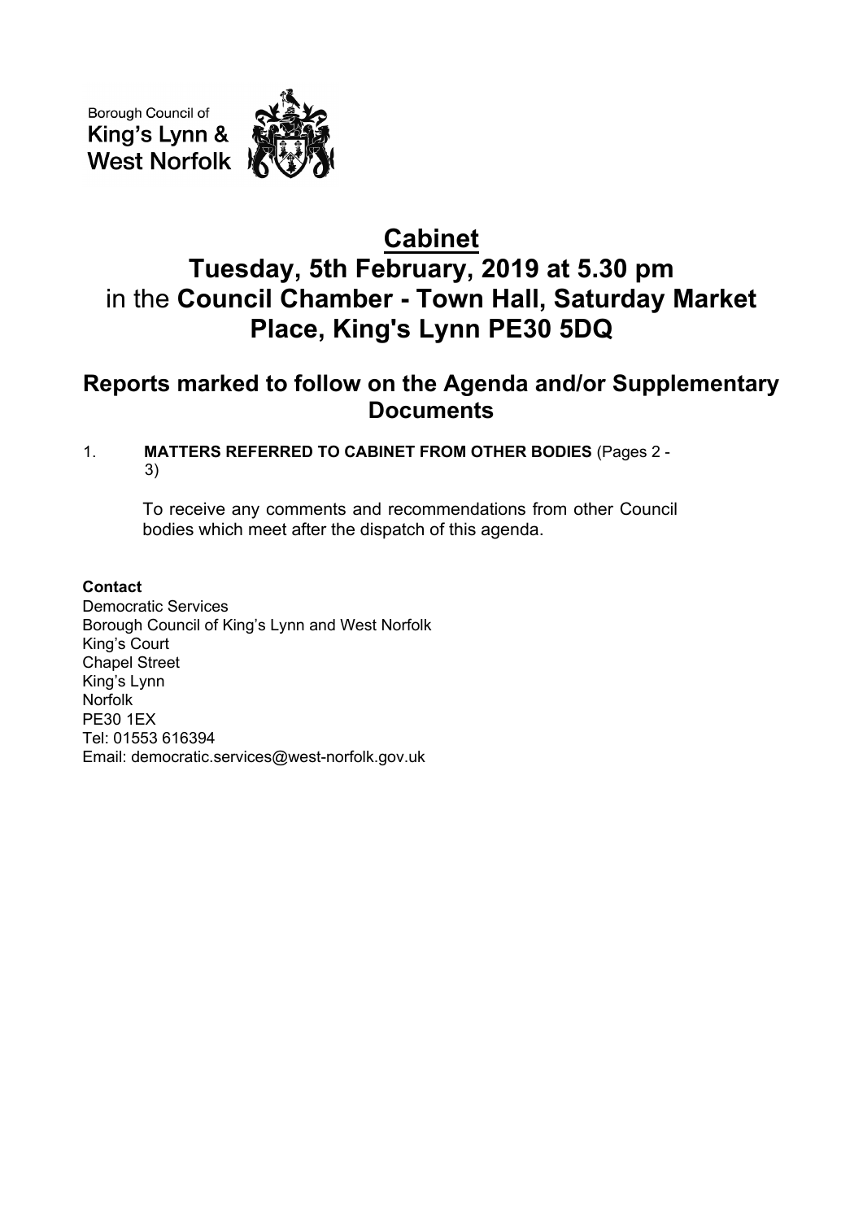Borough Council of
King's Lynn &
West Norfolk

# Cabinet

# Tuesday, 5th February, 2019 at 5.30 pm
in the **Council Chamber - Town Hall, Saturday Market Place, King's Lynn PE30 5DQ**

## Reports marked to follow on the Agenda and/or Supplementary Documents

1. **MATTERS REFERRED TO CABINET FROM OTHER BODIES** (Pages 2 - 3)

   To receive any comments and recommendations from other Council bodies which meet after the dispatch of this agenda.

**Contact**
Democratic Services
Borough Council of King's Lynn and West Norfolk
King's Court
Chapel Street
King's Lynn
Norfolk
PE30 1EX
Tel: 01553 616394
Email: democratic.services@west-norfolk.gov.uk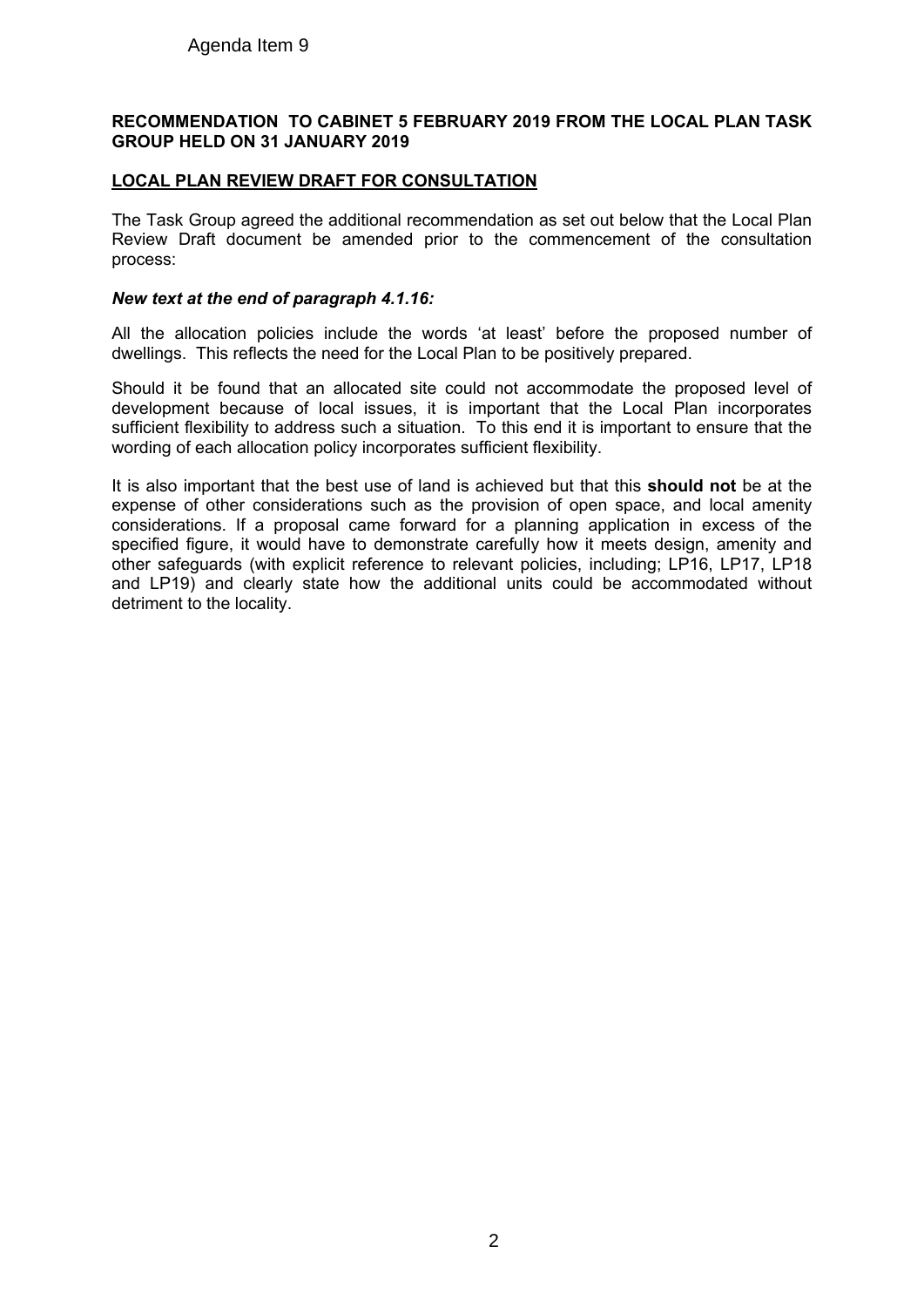Agenda Item 9

**RECOMMENDATION TO CABINET 5 FEBRUARY 2019 FROM THE LOCAL PLAN TASK GROUP HELD ON 31 JANUARY 2019**

**LOCAL PLAN REVIEW DRAFT FOR CONSULTATION**

The Task Group agreed the additional recommendation as set out below that the Local Plan Review Draft document be amended prior to the commencement of the consultation process:

***New text at the end of paragraph 4.1.16:***

All the allocation policies include the words 'at least' before the proposed number of dwellings. This reflects the need for the Local Plan to be positively prepared.

Should it be found that an allocated site could not accommodate the proposed level of development because of local issues, it is important that the Local Plan incorporates sufficient flexibility to address such a situation. To this end it is important to ensure that the wording of each allocation policy incorporates sufficient flexibility.

It is also important that the best use of land is achieved but that this **should not** be at the expense of other considerations such as the provision of open space, and local amenity considerations. If a proposal came forward for a planning application in excess of the specified figure, it would have to demonstrate carefully how it meets design, amenity and other safeguards (with explicit reference to relevant policies, including; LP16, LP17, LP18 and LP19) and clearly state how the additional units could be accommodated without detriment to the locality.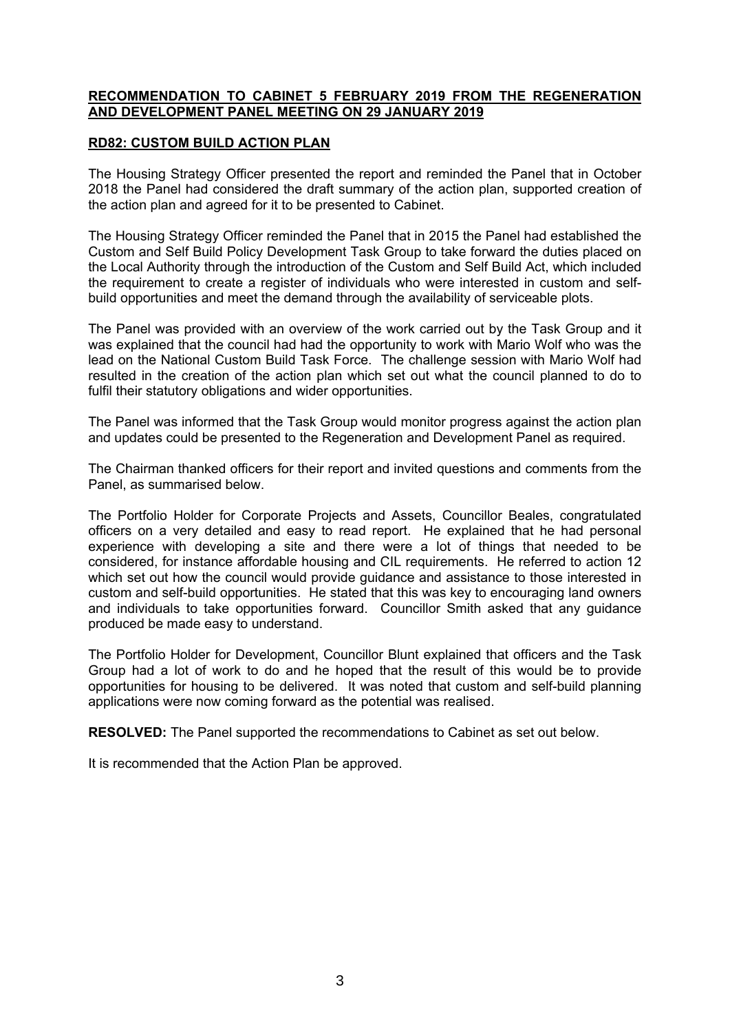**RECOMMENDATION TO CABINET 5 FEBRUARY 2019 FROM THE REGENERATION AND DEVELOPMENT PANEL MEETING ON 29 JANUARY 2019**

**RD82: CUSTOM BUILD ACTION PLAN**

The Housing Strategy Officer presented the report and reminded the Panel that in October 2018 the Panel had considered the draft summary of the action plan, supported creation of the action plan and agreed for it to be presented to Cabinet.

The Housing Strategy Officer reminded the Panel that in 2015 the Panel had established the Custom and Self Build Policy Development Task Group to take forward the duties placed on the Local Authority through the introduction of the Custom and Self Build Act, which included the requirement to create a register of individuals who were interested in custom and self-build opportunities and meet the demand through the availability of serviceable plots.

The Panel was provided with an overview of the work carried out by the Task Group and it was explained that the council had had the opportunity to work with Mario Wolf who was the lead on the National Custom Build Task Force. The challenge session with Mario Wolf had resulted in the creation of the action plan which set out what the council planned to do to fulfil their statutory obligations and wider opportunities.

The Panel was informed that the Task Group would monitor progress against the action plan and updates could be presented to the Regeneration and Development Panel as required.

The Chairman thanked officers for their report and invited questions and comments from the Panel, as summarised below.

The Portfolio Holder for Corporate Projects and Assets, Councillor Beales, congratulated officers on a very detailed and easy to read report. He explained that he had personal experience with developing a site and there were a lot of things that needed to be considered, for instance affordable housing and CIL requirements. He referred to action 12 which set out how the council would provide guidance and assistance to those interested in custom and self-build opportunities. He stated that this was key to encouraging land owners and individuals to take opportunities forward. Councillor Smith asked that any guidance produced be made easy to understand.

The Portfolio Holder for Development, Councillor Blunt explained that officers and the Task Group had a lot of work to do and he hoped that the result of this would be to provide opportunities for housing to be delivered. It was noted that custom and self-build planning applications were now coming forward as the potential was realised.

**RESOLVED:** The Panel supported the recommendations to Cabinet as set out below.

It is recommended that the Action Plan be approved.